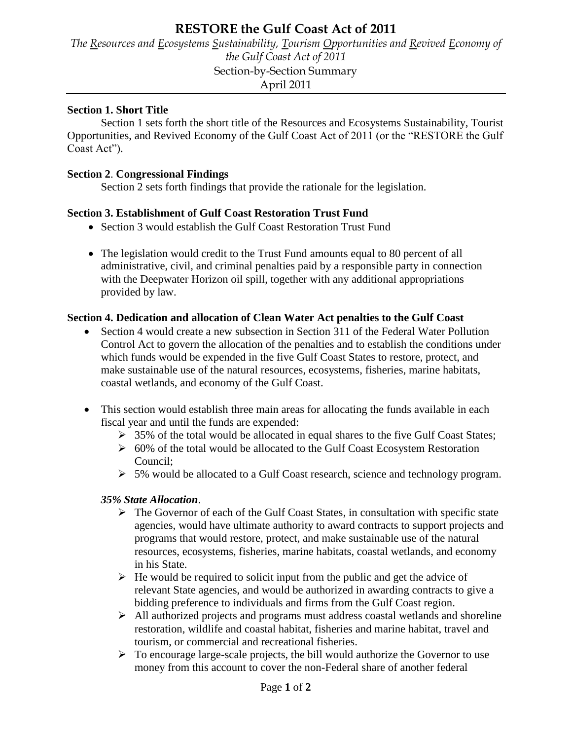# RESTORE the Gulf Coast Act of 2011

*The Resources and Ecosystems Sustainability, Tourism Opportunities and Revived Economy of the Gulf Coast Act of 2011*

Section-by-Section Summary

April 2011

**Section 1. Short Title**

Section 1 sets forth the short title of the Resources and Ecosystems Sustainability, Tourist Opportunities, and Revived Economy of the Gulf Coast Act of 2011 (or the "RESTORE the Gulf Coast Act").

**Section 2. Congressional Findings**

Section 2 sets forth findings that provide the rationale for the legislation.

**Section 3. Establishment of Gulf Coast Restoration Trust Fund**

- Section 3 would establish the Gulf Coast Restoration Trust Fund
- The legislation would credit to the Trust Fund amounts equal to 80 percent of all administrative, civil, and criminal penalties paid by a responsible party in connection with the Deepwater Horizon oil spill, together with any additional appropriations provided by law.

**Section 4. Dedication and allocation of Clean Water Act penalties to the Gulf Coast**

- Section 4 would create a new subsection in Section 311 of the Federal Water Pollution Control Act to govern the allocation of the penalties and to establish the conditions under which funds would be expended in the five Gulf Coast States to restore, protect, and make sustainable use of the natural resources, ecosystems, fisheries, marine habitats, coastal wetlands, and economy of the Gulf Coast.
- This section would establish three main areas for allocating the funds available in each fiscal year and until the funds are expended:
  - 35% of the total would be allocated in equal shares to the five Gulf Coast States;
  - 60% of the total would be allocated to the Gulf Coast Ecosystem Restoration Council;
  - 5% would be allocated to a Gulf Coast research, science and technology program.

***35% State Allocation*.**

- The Governor of each of the Gulf Coast States, in consultation with specific state agencies, would have ultimate authority to award contracts to support projects and programs that would restore, protect, and make sustainable use of the natural resources, ecosystems, fisheries, marine habitats, coastal wetlands, and economy in his State.
- He would be required to solicit input from the public and get the advice of relevant State agencies, and would be authorized in awarding contracts to give a bidding preference to individuals and firms from the Gulf Coast region.
- All authorized projects and programs must address coastal wetlands and shoreline restoration, wildlife and coastal habitat, fisheries and marine habitat, travel and tourism, or commercial and recreational fisheries.
- To encourage large-scale projects, the bill would authorize the Governor to use money from this account to cover the non-Federal share of another federal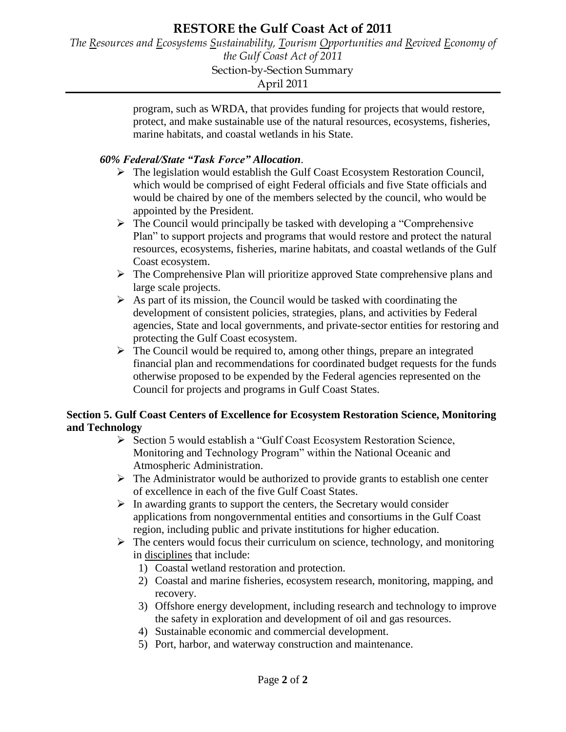program, such as WRDA, that provides funding for projects that would restore, protect, and make sustainable use of the natural resources, ecosystems, fisheries, marine habitats, and coastal wetlands in his State.

***60% Federal/State "Task Force" Allocation*.**

- The legislation would establish the Gulf Coast Ecosystem Restoration Council, which would be comprised of eight Federal officials and five State officials and would be chaired by one of the members selected by the council, who would be appointed by the President.
- The Council would principally be tasked with developing a "Comprehensive Plan" to support projects and programs that would restore and protect the natural resources, ecosystems, fisheries, marine habitats, and coastal wetlands of the Gulf Coast ecosystem.
- The Comprehensive Plan will prioritize approved State comprehensive plans and large scale projects.
- As part of its mission, the Council would be tasked with coordinating the development of consistent policies, strategies, plans, and activities by Federal agencies, State and local governments, and private-sector entities for restoring and protecting the Gulf Coast ecosystem.
- The Council would be required to, among other things, prepare an integrated financial plan and recommendations for coordinated budget requests for the funds otherwise proposed to be expended by the Federal agencies represented on the Council for projects and programs in Gulf Coast States.

**Section 5. Gulf Coast Centers of Excellence for Ecosystem Restoration Science, Monitoring and Technology**

- Section 5 would establish a "Gulf Coast Ecosystem Restoration Science, Monitoring and Technology Program" within the National Oceanic and Atmospheric Administration.
- The Administrator would be authorized to provide grants to establish one center of excellence in each of the five Gulf Coast States.
- In awarding grants to support the centers, the Secretary would consider applications from nongovernmental entities and consortiums in the Gulf Coast region, including public and private institutions for higher education.
- The centers would focus their curriculum on science, technology, and monitoring in disciplines that include:
  1) Coastal wetland restoration and protection.
  2) Coastal and marine fisheries, ecosystem research, monitoring, mapping, and recovery.
  3) Offshore energy development, including research and technology to improve the safety in exploration and development of oil and gas resources.
  4) Sustainable economic and commercial development.
  5) Port, harbor, and waterway construction and maintenance.